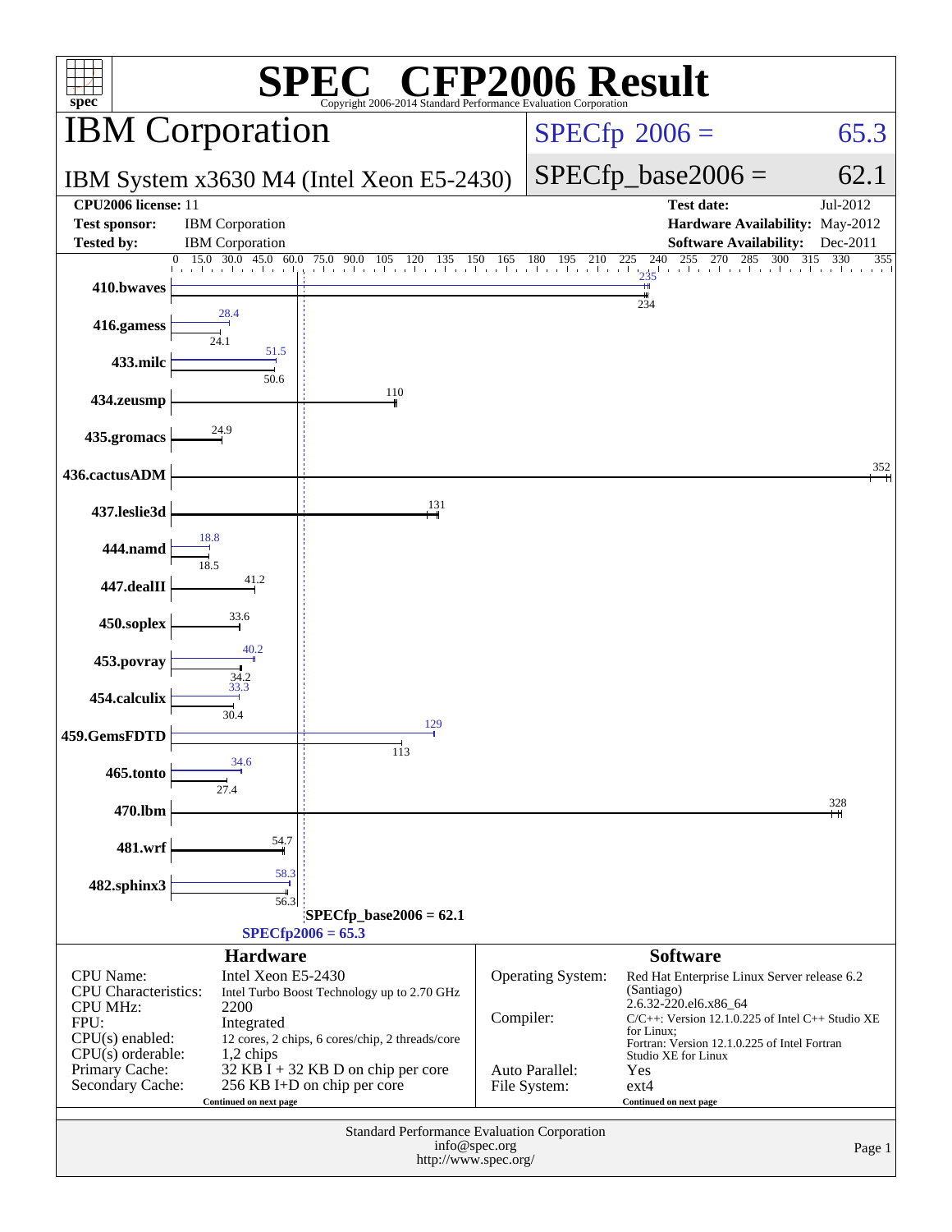# SPEC CFP2006 Result

Copyright 2006-2014 Standard Performance Evaluation Corporation

## IBM Corporation

IBM System x3630 M4 (Intel Xeon E5-2430)

SPECfp 2006 = 65.3

SPECfp_base2006 = 62.1

| | | | |
|---|---|---|---|
| **CPU2006 license:** 11 | | **Test date:** | Jul-2012 |
| **Test sponsor:** | IBM Corporation | **Hardware Availability:** | May-2012 |
| **Tested by:** | IBM Corporation | **Software Availability:** | Dec-2011 |

| Benchmark | Peak | Base |
|---|---|---|
| 410.bwaves | 235 | 234 |
| 416.gamess | 28.4 | 24.1 |
| 433.milc | 51.5 | 50.6 |
| 434.zeusmp | | 110 |
| 435.gromacs | | 24.9 |
| 436.cactusADM | | 352 |
| 437.leslie3d | | 131 |
| 444.namd | 18.8 | 18.5 |
| 447.dealII | | 41.2 |
| 450.soplex | | 33.6 |
| 453.povray | 40.2 | 34.2 |
| 454.calculix | 33.3 | 30.4 |
| 459.GemsFDTD | 129 | 113 |
| 465.tonto | 34.6 | 27.4 |
| 470.lbm | | 328 |
| 481.wrf | | 54.7 |
| 482.sphinx3 | 58.3 | 56.3 |

SPECfp_base2006 = 62.1

SPECfp2006 = 65.3

### Hardware

| | |
|---|---|
| CPU Name: | Intel Xeon E5-2430 |
| CPU Characteristics: | Intel Turbo Boost Technology up to 2.70 GHz |
| CPU MHz: | 2200 |
| FPU: | Integrated |
| CPU(s) enabled: | 12 cores, 2 chips, 6 cores/chip, 2 threads/core |
| CPU(s) orderable: | 1,2 chips |
| Primary Cache: | 32 KB I + 32 KB D on chip per core |
| Secondary Cache: | 256 KB I+D on chip per core |

Continued on next page

### Software

| | |
|---|---|
| Operating System: | Red Hat Enterprise Linux Server release 6.2 (Santiago) 2.6.32-220.el6.x86_64 |
| Compiler: | C/C++: Version 12.1.0.225 of Intel C++ Studio XE for Linux; Fortran: Version 12.1.0.225 of Intel Fortran Studio XE for Linux |
| Auto Parallel: | Yes |
| File System: | ext4 |

Continued on next page

Standard Performance Evaluation Corporation
info@spec.org
http://www.spec.org/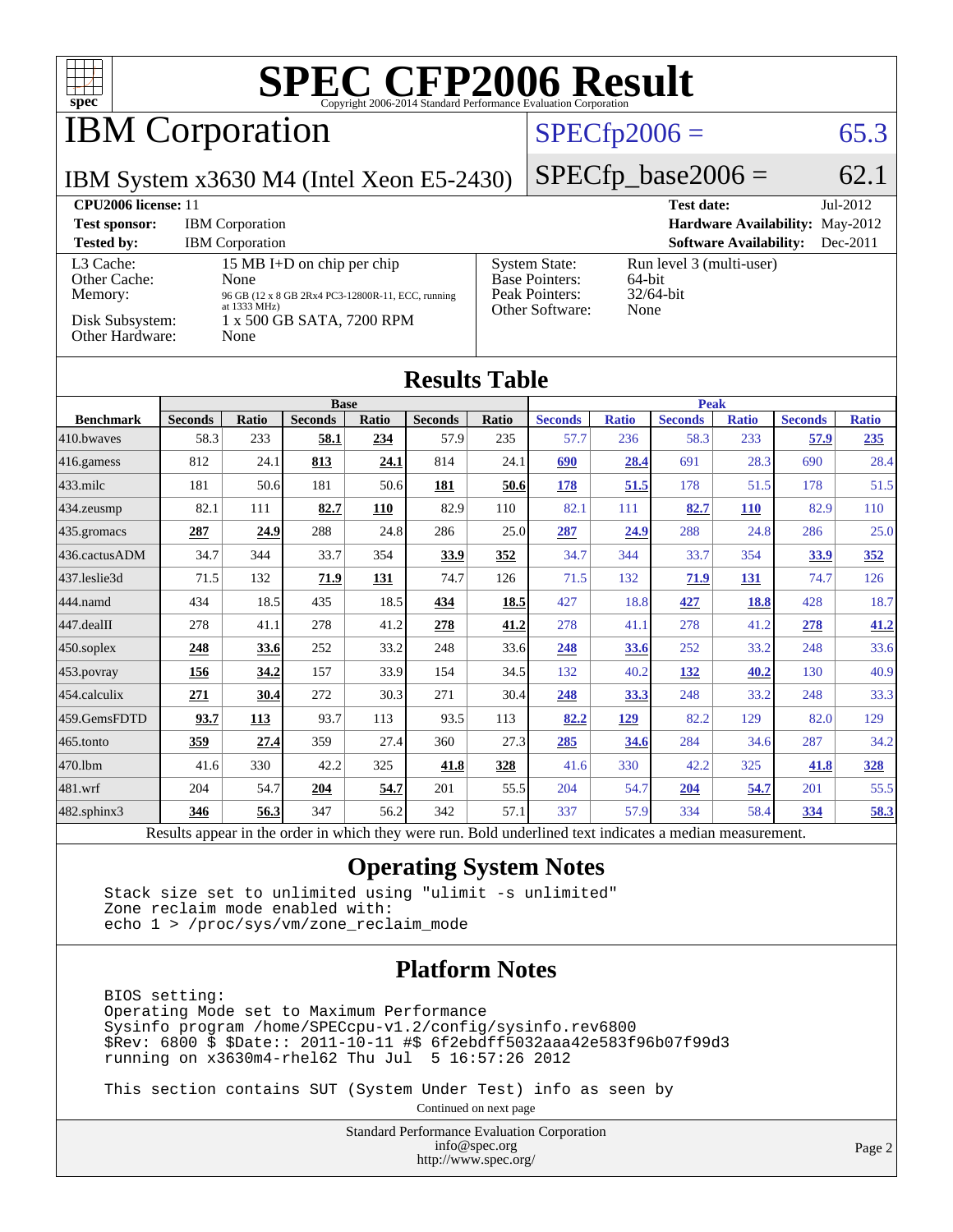# SPEC CFP2006 Result

Copyright 2006-2014 Standard Performance Evaluation Corporation

## IBM Corporation

**SPECfp2006 = 65.3**

IBM System x3630 M4 (Intel Xeon E5-2430)

**SPECfp_base2006 = 62.1**

| | | | |
|---|---|---|---|
| **CPU2006 license:** 11 | | **Test date:** | Jul-2012 |
| **Test sponsor:** | IBM Corporation | **Hardware Availability:** | May-2012 |
| **Tested by:** | IBM Corporation | **Software Availability:** | Dec-2011 |

| | | | |
|---|---|---|---|
| L3 Cache: | 15 MB I+D on chip per chip | System State: | Run level 3 (multi-user) |
| Other Cache: | None | Base Pointers: | 64-bit |
| Memory: | 96 GB (12 x 8 GB 2Rx4 PC3-12800R-11, ECC, running at 1333 MHz) | Peak Pointers: | 32/64-bit |
| Disk Subsystem: | 1 x 500 GB SATA, 7200 RPM | Other Software: | None |
| Other Hardware: | None | | |

## Results Table

| Benchmark | Base | | | | | | Peak | | | | | |
|---|---|---|---|---|---|---|---|---|---|---|---|---|
| | Seconds | Ratio | Seconds | Ratio | Seconds | Ratio | Seconds | Ratio | Seconds | Ratio | Seconds | Ratio |
| 410.bwaves | 58.3 | 233 | **58.1** | **234** | 57.9 | 235 | 57.7 | 236 | 58.3 | 233 | **57.9** | **235** |
| 416.gamess | 812 | 24.1 | **813** | **24.1** | 814 | 24.1 | **690** | **28.4** | 691 | 28.3 | 690 | 28.4 |
| 433.milc | 181 | 50.6 | 181 | 50.6 | **181** | **50.6** | **178** | **51.5** | 178 | 51.5 | 178 | 51.5 |
| 434.zeusmp | 82.1 | 111 | **82.7** | **110** | 82.9 | 110 | 82.1 | 111 | **82.7** | **110** | 82.9 | 110 |
| 435.gromacs | **287** | **24.9** | 288 | 24.8 | 286 | 25.0 | **287** | **24.9** | 288 | 24.8 | 286 | 25.0 |
| 436.cactusADM | 34.7 | 344 | 33.7 | 354 | **33.9** | **352** | 34.7 | 344 | 33.7 | 354 | **33.9** | **352** |
| 437.leslie3d | 71.5 | 132 | **71.9** | **131** | 74.7 | 126 | 71.5 | 132 | **71.9** | **131** | 74.7 | 126 |
| 444.namd | 434 | 18.5 | 435 | 18.5 | **434** | **18.5** | 427 | 18.8 | **427** | **18.8** | 428 | 18.7 |
| 447.dealII | 278 | 41.1 | 278 | 41.2 | **278** | **41.2** | 278 | 41.1 | 278 | 41.2 | **278** | **41.2** |
| 450.soplex | **248** | **33.6** | 252 | 33.2 | 248 | 33.6 | **248** | **33.6** | 252 | 33.2 | 248 | 33.6 |
| 453.povray | **156** | **34.2** | 157 | 33.9 | 154 | 34.5 | 132 | 40.2 | **132** | **40.2** | 130 | 40.9 |
| 454.calculix | **271** | **30.4** | 272 | 30.3 | 271 | 30.4 | **248** | **33.3** | 248 | 33.2 | 248 | 33.3 |
| 459.GemsFDTD | **93.7** | **113** | 93.7 | 113 | 93.5 | 113 | **82.2** | **129** | 82.2 | 129 | 82.0 | 129 |
| 465.tonto | **359** | **27.4** | 359 | 27.4 | 360 | 27.3 | **285** | **34.6** | 284 | 34.6 | 287 | 34.2 |
| 470.lbm | 41.6 | 330 | 42.2 | 325 | **41.8** | **328** | 41.6 | 330 | 42.2 | 325 | **41.8** | **328** |
| 481.wrf | 204 | 54.7 | **204** | **54.7** | 201 | 55.5 | 204 | 54.7 | **204** | **54.7** | 201 | 55.5 |
| 482.sphinx3 | **346** | **56.3** | 347 | 56.2 | 342 | 57.1 | 337 | 57.9 | 334 | 58.4 | **334** | **58.3** |

Results appear in the order in which they were run. Bold underlined text indicates a median measurement.

## Operating System Notes

```
Stack size set to unlimited using "ulimit -s unlimited"
Zone reclaim mode enabled with:
echo 1 > /proc/sys/vm/zone_reclaim_mode
```

## Platform Notes

```
BIOS setting:
Operating Mode set to Maximum Performance
Sysinfo program /home/SPECcpu-v1.2/config/sysinfo.rev6800
$Rev: 6800 $ $Date:: 2011-10-11 #$ 6f2ebdff5032aaa42e583f96b07f99d3
running on x3630m4-rhel62 Thu Jul  5 16:57:26 2012

This section contains SUT (System Under Test) info as seen by
```

Continued on next page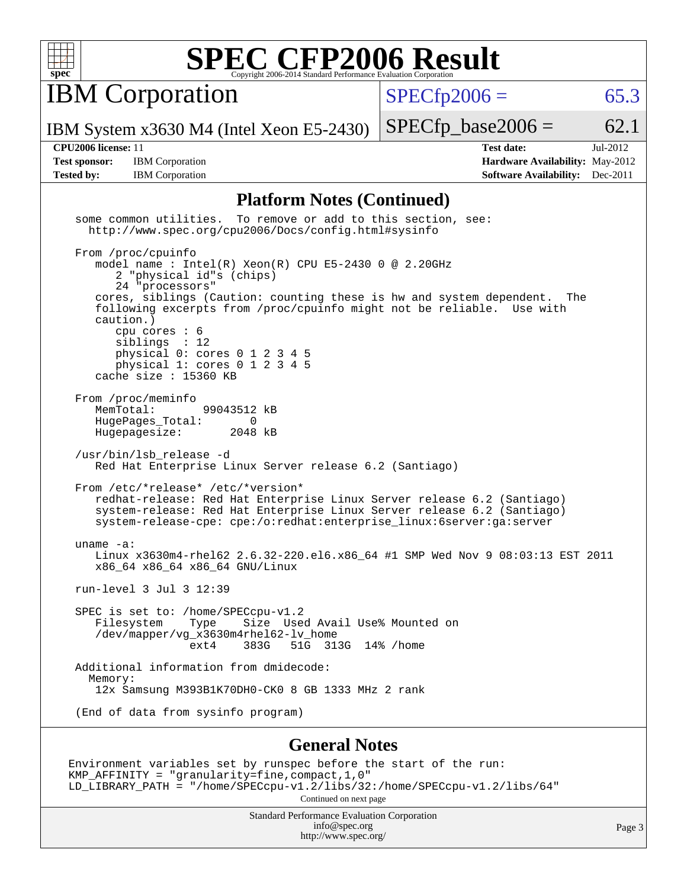# SPEC CFP2006 Result

Copyright 2006-2014 Standard Performance Evaluation Corporation

## IBM Corporation

IBM System x3630 M4 (Intel Xeon E5-2430)

SPECfp2006 = 65.3

SPECfp_base2006 = 62.1

| | | | |
|---|---|---|---|
| **CPU2006 license:** 11 | | **Test date:** | Jul-2012 |
| **Test sponsor:** | IBM Corporation | **Hardware Availability:** | May-2012 |
| **Tested by:** | IBM Corporation | **Software Availability:** | Dec-2011 |

## Platform Notes (Continued)

```
some common utilities.  To remove or add to this section, see:
  http://www.spec.org/cpu2006/Docs/config.html#sysinfo

From /proc/cpuinfo
   model name : Intel(R) Xeon(R) CPU E5-2430 0 @ 2.20GHz
      2 "physical id"s (chips)
      24 "processors"
   cores, siblings (Caution: counting these is hw and system dependent.  The
   following excerpts from /proc/cpuinfo might not be reliable.  Use with
   caution.)
      cpu cores : 6
      siblings  : 12
      physical 0: cores 0 1 2 3 4 5
      physical 1: cores 0 1 2 3 4 5
   cache size : 15360 KB

From /proc/meminfo
   MemTotal:       99043512 kB
   HugePages_Total:       0
   Hugepagesize:       2048 kB

/usr/bin/lsb_release -d
   Red Hat Enterprise Linux Server release 6.2 (Santiago)

From /etc/*release* /etc/*version*
   redhat-release: Red Hat Enterprise Linux Server release 6.2 (Santiago)
   system-release: Red Hat Enterprise Linux Server release 6.2 (Santiago)
   system-release-cpe: cpe:/o:redhat:enterprise_linux:6server:ga:server

uname -a:
   Linux x3630m4-rhel62 2.6.32-220.el6.x86_64 #1 SMP Wed Nov 9 08:03:13 EST 2011
   x86_64 x86_64 x86_64 GNU/Linux

run-level 3 Jul 3 12:39

SPEC is set to: /home/SPECcpu-v1.2
   Filesystem    Type    Size  Used Avail Use% Mounted on
   /dev/mapper/vg_x3630m4rhel62-lv_home
                 ext4    383G   51G  313G  14% /home

Additional information from dmidecode:
  Memory:
   12x Samsung M393B1K70DH0-CK0 8 GB 1333 MHz 2 rank

(End of data from sysinfo program)
```

## General Notes

```
Environment variables set by runspec before the start of the run:
KMP_AFFINITY = "granularity=fine,compact,1,0"
LD_LIBRARY_PATH = "/home/SPECcpu-v1.2/libs/32:/home/SPECcpu-v1.2/libs/64"
```

Continued on next page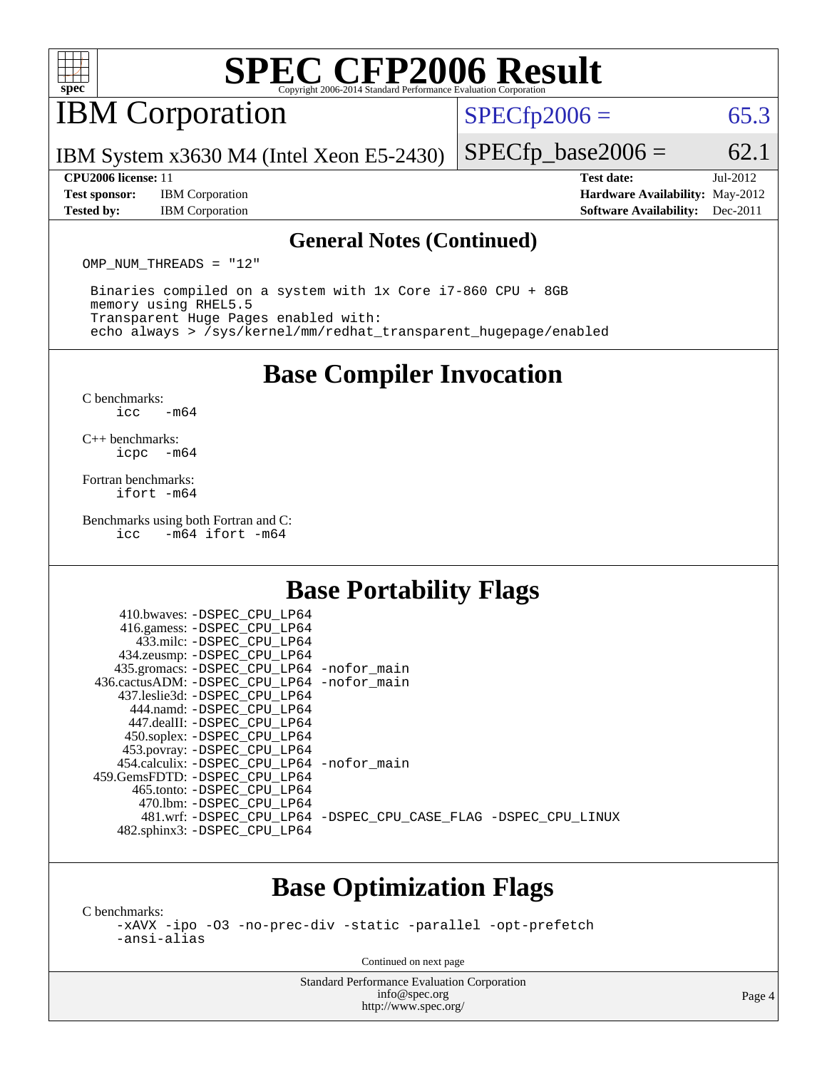# SPEC CFP2006 Result

Copyright 2006-2014 Standard Performance Evaluation Corporation

## IBM Corporation

IBM System x3630 M4 (Intel Xeon E5-2430)

SPECfp2006 = 65.3

SPECfp_base2006 = 62.1

**CPU2006 license:** 11
**Test sponsor:** IBM Corporation
**Tested by:** IBM Corporation

**Test date:** Jul-2012
**Hardware Availability:** May-2012
**Software Availability:** Dec-2011

### General Notes (Continued)

```
OMP_NUM_THREADS = "12"

 Binaries compiled on a system with 1x Core i7-860 CPU + 8GB
 memory using RHEL5.5
 Transparent Huge Pages enabled with:
 echo always > /sys/kernel/mm/redhat_transparent_hugepage/enabled
```

## Base Compiler Invocation

C benchmarks:
```
icc   -m64
```

C++ benchmarks:
```
icpc  -m64
```

Fortran benchmarks:
```
ifort -m64
```

Benchmarks using both Fortran and C:
```
icc   -m64 ifort -m64
```

## Base Portability Flags

```
     410.bwaves: -DSPEC_CPU_LP64
     416.gamess: -DSPEC_CPU_LP64
       433.milc: -DSPEC_CPU_LP64
     434.zeusmp: -DSPEC_CPU_LP64
    435.gromacs: -DSPEC_CPU_LP64 -nofor_main
 436.cactusADM: -DSPEC_CPU_LP64 -nofor_main
    437.leslie3d: -DSPEC_CPU_LP64
       444.namd: -DSPEC_CPU_LP64
     447.dealII: -DSPEC_CPU_LP64
     450.soplex: -DSPEC_CPU_LP64
     453.povray: -DSPEC_CPU_LP64
   454.calculix: -DSPEC_CPU_LP64 -nofor_main
 459.GemsFDTD: -DSPEC_CPU_LP64
      465.tonto: -DSPEC_CPU_LP64
        470.lbm: -DSPEC_CPU_LP64
        481.wrf: -DSPEC_CPU_LP64 -DSPEC_CPU_CASE_FLAG -DSPEC_CPU_LINUX
    482.sphinx3: -DSPEC_CPU_LP64
```

## Base Optimization Flags

C benchmarks:
```
-xAVX -ipo -O3 -no-prec-div -static -parallel -opt-prefetch
-ansi-alias
```

Continued on next page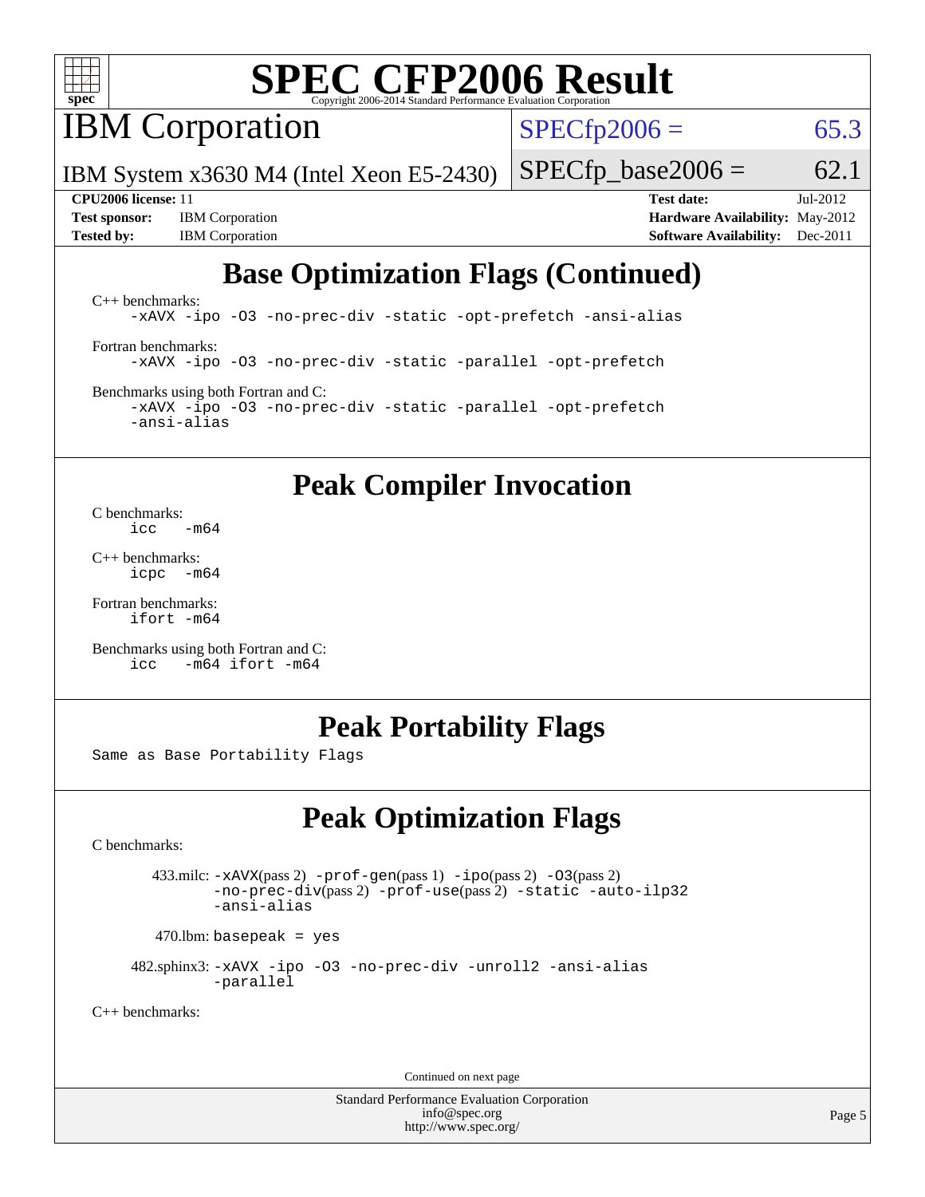# SPEC CFP2006 Result

Copyright 2006-2014 Standard Performance Evaluation Corporation

## IBM Corporation

IBM System x3630 M4 (Intel Xeon E5-2430)

SPECfp2006 = 65.3

SPECfp_base2006 = 62.1

**CPU2006 license:** 11
**Test sponsor:** IBM Corporation
**Tested by:** IBM Corporation

**Test date:** Jul-2012
**Hardware Availability:** May-2012
**Software Availability:** Dec-2011

## Base Optimization Flags (Continued)

C++ benchmarks:

```
-xAVX -ipo -O3 -no-prec-div -static -opt-prefetch -ansi-alias
```

Fortran benchmarks:

```
-xAVX -ipo -O3 -no-prec-div -static -parallel -opt-prefetch
```

Benchmarks using both Fortran and C:

```
-xAVX -ipo -O3 -no-prec-div -static -parallel -opt-prefetch
-ansi-alias
```

## Peak Compiler Invocation

C benchmarks:

```
icc   -m64
```

C++ benchmarks:

```
icpc  -m64
```

Fortran benchmarks:

```
ifort -m64
```

Benchmarks using both Fortran and C:

```
icc   -m64 ifort -m64
```

## Peak Portability Flags

Same as Base Portability Flags

## Peak Optimization Flags

C benchmarks:

433.milc: -xAVX(pass 2) -prof-gen(pass 1) -ipo(pass 2) -O3(pass 2) -no-prec-div(pass 2) -prof-use(pass 2) -static -auto-ilp32 -ansi-alias

470.lbm: basepeak = yes

482.sphinx3: -xAVX -ipo -O3 -no-prec-div -unroll2 -ansi-alias -parallel

C++ benchmarks:

Continued on next page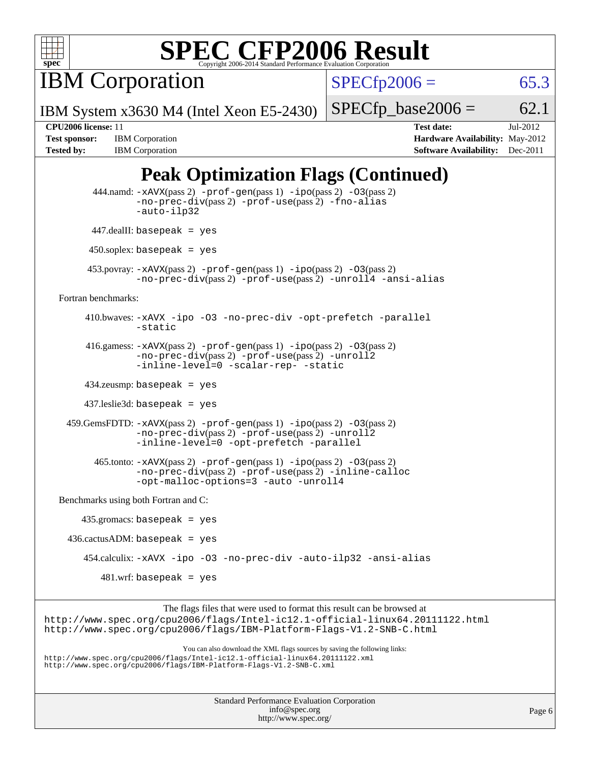# SPEC CFP2006 Result

Copyright 2006-2014 Standard Performance Evaluation Corporation

## IBM Corporation

IBM System x3630 M4 (Intel Xeon E5-2430)

SPECfp2006 = 65.3

SPECfp_base2006 = 62.1

| | | | |
|---|---|---|---|
| **CPU2006 license:** 11 | | **Test date:** | Jul-2012 |
| **Test sponsor:** | IBM Corporation | **Hardware Availability:** | May-2012 |
| **Tested by:** | IBM Corporation | **Software Availability:** | Dec-2011 |

## Peak Optimization Flags (Continued)

444.namd: `-xAVX`(pass 2) `-prof-gen`(pass 1) `-ipo`(pass 2) `-O3`(pass 2) `-no-prec-div`(pass 2) `-prof-use`(pass 2) `-fno-alias` `-auto-ilp32`

447.dealII: `basepeak = yes`

450.soplex: `basepeak = yes`

453.povray: `-xAVX`(pass 2) `-prof-gen`(pass 1) `-ipo`(pass 2) `-O3`(pass 2) `-no-prec-div`(pass 2) `-prof-use`(pass 2) `-unroll4` `-ansi-alias`

Fortran benchmarks:

410.bwaves: `-xAVX -ipo -O3 -no-prec-div -opt-prefetch -parallel -static`

416.gamess: `-xAVX`(pass 2) `-prof-gen`(pass 1) `-ipo`(pass 2) `-O3`(pass 2) `-no-prec-div`(pass 2) `-prof-use`(pass 2) `-unroll2` `-inline-level=0 -scalar-rep- -static`

434.zeusmp: `basepeak = yes`

437.leslie3d: `basepeak = yes`

459.GemsFDTD: `-xAVX`(pass 2) `-prof-gen`(pass 1) `-ipo`(pass 2) `-O3`(pass 2) `-no-prec-div`(pass 2) `-prof-use`(pass 2) `-unroll2` `-inline-level=0 -opt-prefetch -parallel`

465.tonto: `-xAVX`(pass 2) `-prof-gen`(pass 1) `-ipo`(pass 2) `-O3`(pass 2) `-no-prec-div`(pass 2) `-prof-use`(pass 2) `-inline-calloc` `-opt-malloc-options=3 -auto -unroll4`

Benchmarks using both Fortran and C:

435.gromacs: `basepeak = yes`

436.cactusADM: `basepeak = yes`

454.calculix: `-xAVX -ipo -O3 -no-prec-div -auto-ilp32 -ansi-alias`

481.wrf: `basepeak = yes`

The flags files that were used to format this result can be browsed at
http://www.spec.org/cpu2006/flags/Intel-ic12.1-official-linux64.20111122.html
http://www.spec.org/cpu2006/flags/IBM-Platform-Flags-V1.2-SNB-C.html

You can also download the XML flags sources by saving the following links:
http://www.spec.org/cpu2006/flags/Intel-ic12.1-official-linux64.20111122.xml
http://www.spec.org/cpu2006/flags/IBM-Platform-Flags-V1.2-SNB-C.xml

Standard Performance Evaluation Corporation
info@spec.org
http://www.spec.org/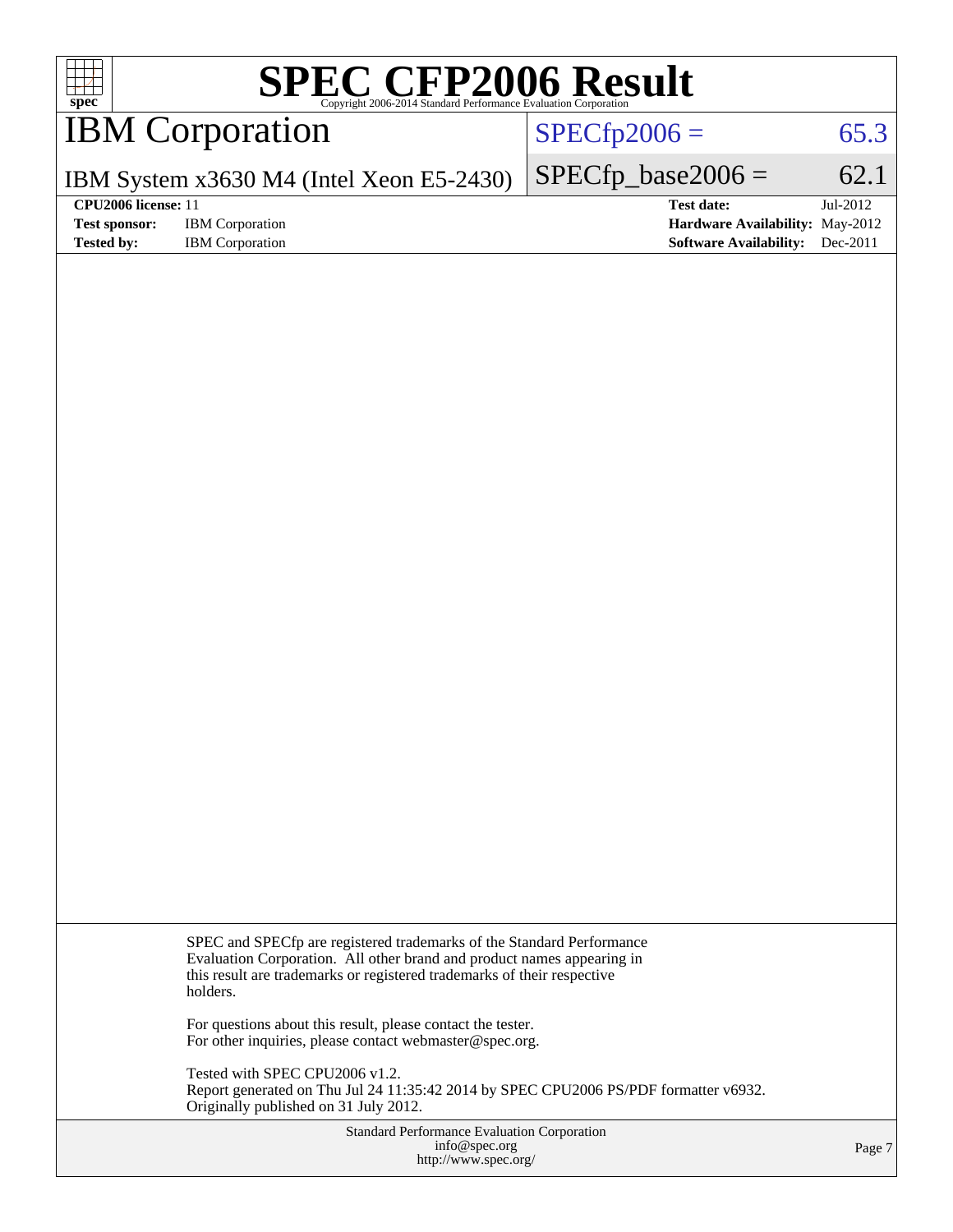SPEC and SPECfp are registered trademarks of the Standard Performance Evaluation Corporation. All other brand and product names appearing in this result are trademarks or registered trademarks of their respective holders.

For questions about this result, please contact the tester. For other inquiries, please contact webmaster@spec.org.

Tested with SPEC CPU2006 v1.2.
Report generated on Thu Jul 24 11:35:42 2014 by SPEC CPU2006 PS/PDF formatter v6932.
Originally published on 31 July 2012.